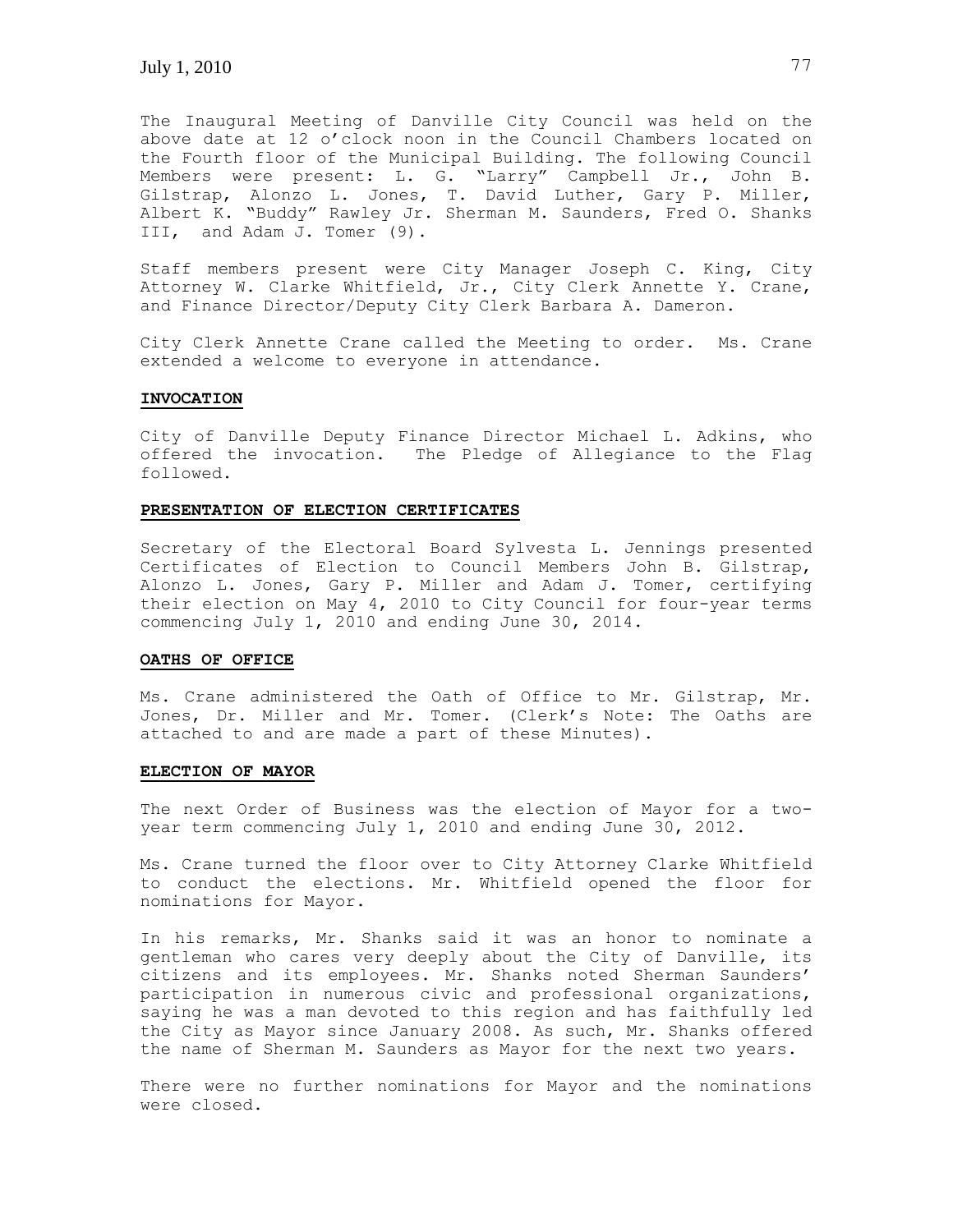The Inaugural Meeting of Danville City Council was held on the above date at 12 o'clock noon in the Council Chambers located on the Fourth floor of the Municipal Building. The following Council Members were present: L. G. "Larry" Campbell Jr., John B. Gilstrap, Alonzo L. Jones, T. David Luther, Gary P. Miller, Albert K. "Buddy" Rawley Jr. Sherman M. Saunders, Fred O. Shanks III, and Adam J. Tomer (9).

Staff members present were City Manager Joseph C. King, City Attorney W. Clarke Whitfield, Jr., City Clerk Annette Y. Crane, and Finance Director/Deputy City Clerk Barbara A. Dameron.

City Clerk Annette Crane called the Meeting to order. Ms. Crane extended a welcome to everyone in attendance.

**INVOCATION**

City of Danville Deputy Finance Director Michael L. Adkins, who offered the invocation. The Pledge of Allegiance to the Flag followed.

**PRESENTATION OF ELECTION CERTIFICATES**

Secretary of the Electoral Board Sylvesta L. Jennings presented Certificates of Election to Council Members John B. Gilstrap, Alonzo L. Jones, Gary P. Miller and Adam J. Tomer, certifying their election on May 4, 2010 to City Council for four-year terms commencing July 1, 2010 and ending June 30, 2014.

**OATHS OF OFFICE**

Ms. Crane administered the Oath of Office to Mr. Gilstrap, Mr. Jones, Dr. Miller and Mr. Tomer. (Clerk's Note: The Oaths are attached to and are made a part of these Minutes).

**ELECTION OF MAYOR**

The next Order of Business was the election of Mayor for a two-year term commencing July 1, 2010 and ending June 30, 2012.

Ms. Crane turned the floor over to City Attorney Clarke Whitfield to conduct the elections. Mr. Whitfield opened the floor for nominations for Mayor.

In his remarks, Mr. Shanks said it was an honor to nominate a gentleman who cares very deeply about the City of Danville, its citizens and its employees. Mr. Shanks noted Sherman Saunders' participation in numerous civic and professional organizations, saying he was a man devoted to this region and has faithfully led the City as Mayor since January 2008. As such, Mr. Shanks offered the name of Sherman M. Saunders as Mayor for the next two years.

There were no further nominations for Mayor and the nominations were closed.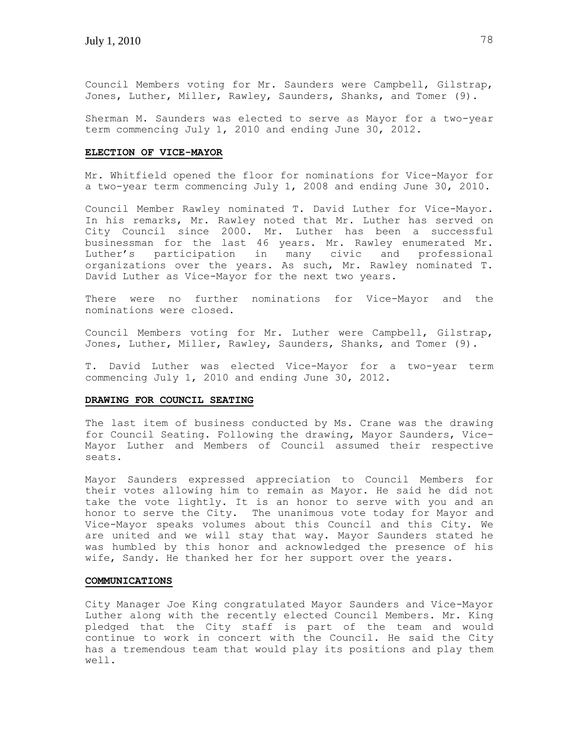Council Members voting for Mr. Saunders were Campbell, Gilstrap, Jones, Luther, Miller, Rawley, Saunders, Shanks, and Tomer (9).

Sherman M. Saunders was elected to serve as Mayor for a two-year term commencing July 1, 2010 and ending June 30, 2012.

## ELECTION OF VICE-MAYOR

Mr. Whitfield opened the floor for nominations for Vice-Mayor for a two-year term commencing July 1, 2008 and ending June 30, 2010.

Council Member Rawley nominated T. David Luther for Vice-Mayor. In his remarks, Mr. Rawley noted that Mr. Luther has served on City Council since 2000. Mr. Luther has been a successful businessman for the last 46 years. Mr. Rawley enumerated Mr. Luther's participation in many civic and professional organizations over the years. As such, Mr. Rawley nominated T. David Luther as Vice-Mayor for the next two years.

There were no further nominations for Vice-Mayor and the nominations were closed.

Council Members voting for Mr. Luther were Campbell, Gilstrap, Jones, Luther, Miller, Rawley, Saunders, Shanks, and Tomer (9).

T. David Luther was elected Vice-Mayor for a two-year term commencing July 1, 2010 and ending June 30, 2012.

## DRAWING FOR COUNCIL SEATING

The last item of business conducted by Ms. Crane was the drawing for Council Seating. Following the drawing, Mayor Saunders, Vice-Mayor Luther and Members of Council assumed their respective seats.

Mayor Saunders expressed appreciation to Council Members for their votes allowing him to remain as Mayor. He said he did not take the vote lightly. It is an honor to serve with you and an honor to serve the City. The unanimous vote today for Mayor and Vice-Mayor speaks volumes about this Council and this City. We are united and we will stay that way. Mayor Saunders stated he was humbled by this honor and acknowledged the presence of his wife, Sandy. He thanked her for her support over the years.

## COMMUNICATIONS

City Manager Joe King congratulated Mayor Saunders and Vice-Mayor Luther along with the recently elected Council Members. Mr. King pledged that the City staff is part of the team and would continue to work in concert with the Council. He said the City has a tremendous team that would play its positions and play them well.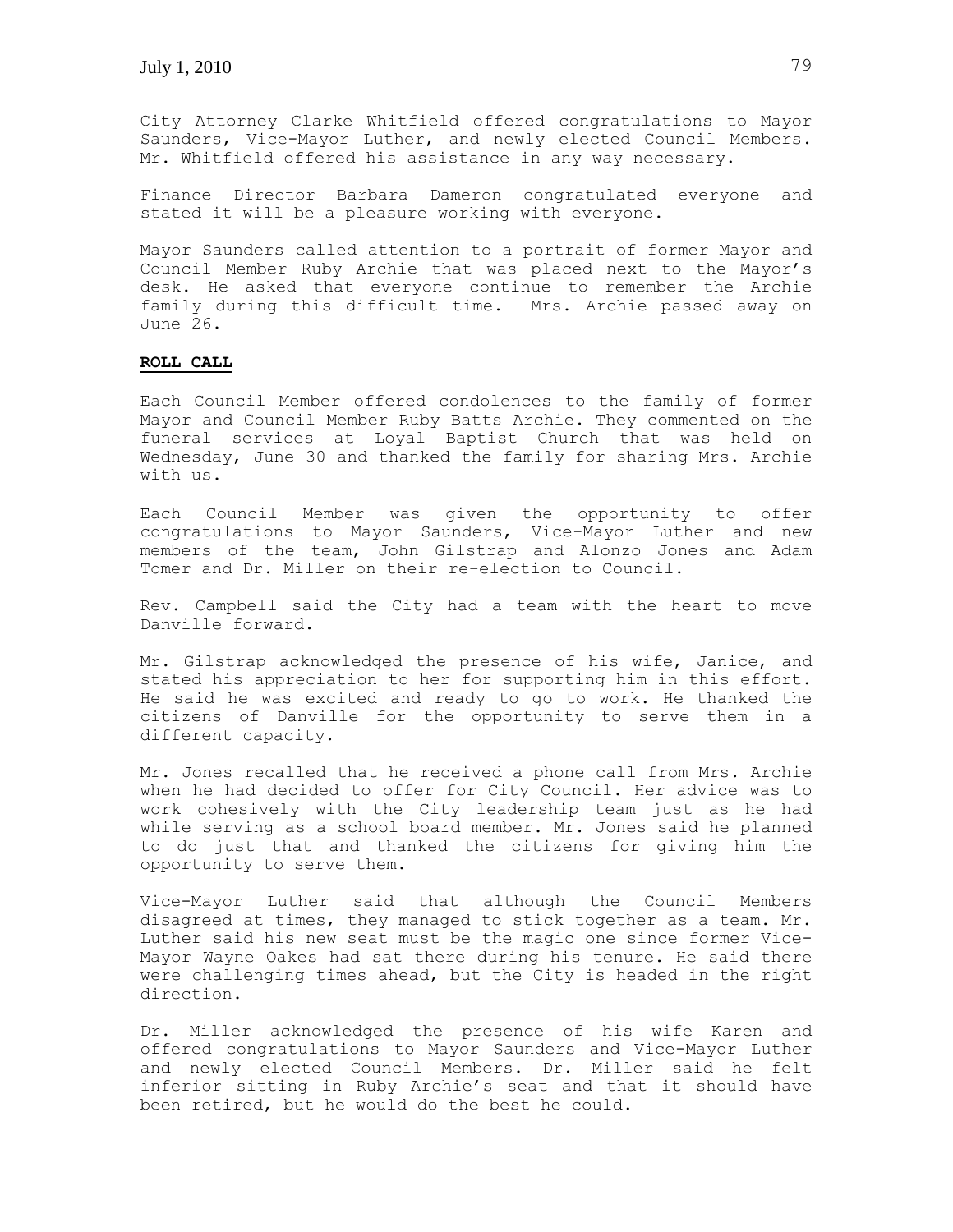City Attorney Clarke Whitfield offered congratulations to Mayor Saunders, Vice-Mayor Luther, and newly elected Council Members. Mr. Whitfield offered his assistance in any way necessary.

Finance Director Barbara Dameron congratulated everyone and stated it will be a pleasure working with everyone.

Mayor Saunders called attention to a portrait of former Mayor and Council Member Ruby Archie that was placed next to the Mayor's desk. He asked that everyone continue to remember the Archie family during this difficult time. Mrs. Archie passed away on June 26.

**ROLL CALL**

Each Council Member offered condolences to the family of former Mayor and Council Member Ruby Batts Archie. They commented on the funeral services at Loyal Baptist Church that was held on Wednesday, June 30 and thanked the family for sharing Mrs. Archie with us.

Each Council Member was given the opportunity to offer congratulations to Mayor Saunders, Vice-Mayor Luther and new members of the team, John Gilstrap and Alonzo Jones and Adam Tomer and Dr. Miller on their re-election to Council.

Rev. Campbell said the City had a team with the heart to move Danville forward.

Mr. Gilstrap acknowledged the presence of his wife, Janice, and stated his appreciation to her for supporting him in this effort. He said he was excited and ready to go to work. He thanked the citizens of Danville for the opportunity to serve them in a different capacity.

Mr. Jones recalled that he received a phone call from Mrs. Archie when he had decided to offer for City Council. Her advice was to work cohesively with the City leadership team just as he had while serving as a school board member. Mr. Jones said he planned to do just that and thanked the citizens for giving him the opportunity to serve them.

Vice-Mayor Luther said that although the Council Members disagreed at times, they managed to stick together as a team. Mr. Luther said his new seat must be the magic one since former Vice-Mayor Wayne Oakes had sat there during his tenure. He said there were challenging times ahead, but the City is headed in the right direction.

Dr. Miller acknowledged the presence of his wife Karen and offered congratulations to Mayor Saunders and Vice-Mayor Luther and newly elected Council Members. Dr. Miller said he felt inferior sitting in Ruby Archie's seat and that it should have been retired, but he would do the best he could.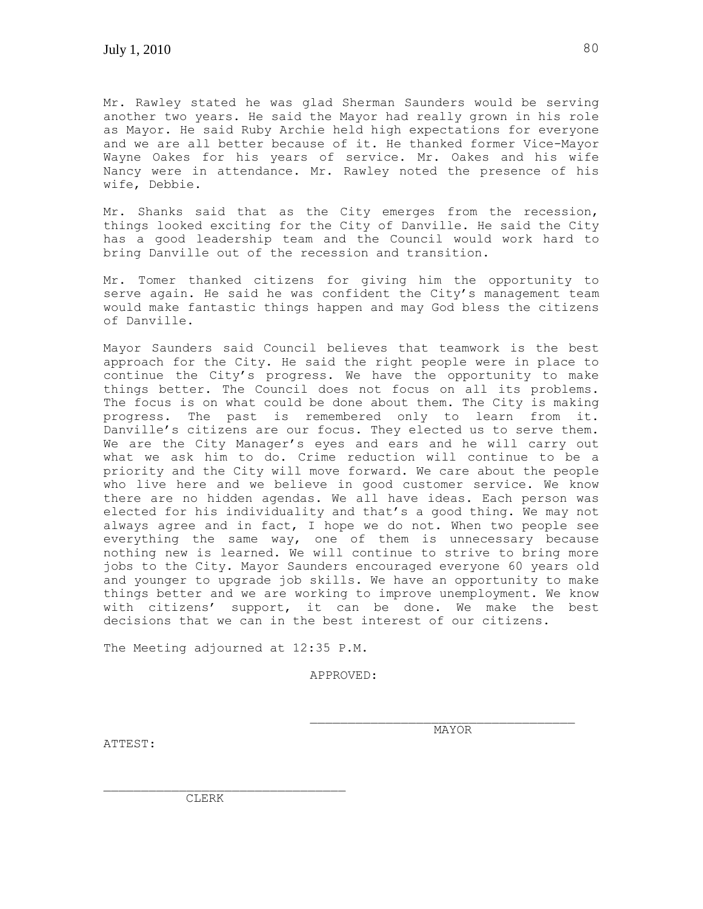Mr. Rawley stated he was glad Sherman Saunders would be serving another two years. He said the Mayor had really grown in his role as Mayor. He said Ruby Archie held high expectations for everyone and we are all better because of it. He thanked former Vice-Mayor Wayne Oakes for his years of service. Mr. Oakes and his wife Nancy were in attendance. Mr. Rawley noted the presence of his wife, Debbie.

Mr. Shanks said that as the City emerges from the recession, things looked exciting for the City of Danville. He said the City has a good leadership team and the Council would work hard to bring Danville out of the recession and transition.

Mr. Tomer thanked citizens for giving him the opportunity to serve again. He said he was confident the City's management team would make fantastic things happen and may God bless the citizens of Danville.

Mayor Saunders said Council believes that teamwork is the best approach for the City. He said the right people were in place to continue the City's progress. We have the opportunity to make things better. The Council does not focus on all its problems. The focus is on what could be done about them. The City is making progress. The past is remembered only to learn from it. Danville's citizens are our focus. They elected us to serve them. We are the City Manager's eyes and ears and he will carry out what we ask him to do. Crime reduction will continue to be a priority and the City will move forward. We care about the people who live here and we believe in good customer service. We know there are no hidden agendas. We all have ideas. Each person was elected for his individuality and that's a good thing. We may not always agree and in fact, I hope we do not. When two people see everything the same way, one of them is unnecessary because nothing new is learned. We will continue to strive to bring more jobs to the City. Mayor Saunders encouraged everyone 60 years old and younger to upgrade job skills. We have an opportunity to make things better and we are working to improve unemployment. We know with citizens' support, it can be done. We make the best decisions that we can in the best interest of our citizens.

The Meeting adjourned at 12:35 P.M.

APPROVED:

\_\_\_\_\_\_\_\_\_\_\_\_\_\_\_\_\_\_\_\_\_\_\_\_\_\_\_\_\_\_\_\_\_\_\_

MAYOR

ATTEST:

\_\_\_\_\_\_\_\_\_\_\_\_\_\_\_\_\_\_\_\_\_\_\_\_\_\_\_\_\_\_\_\_\_

CLERK